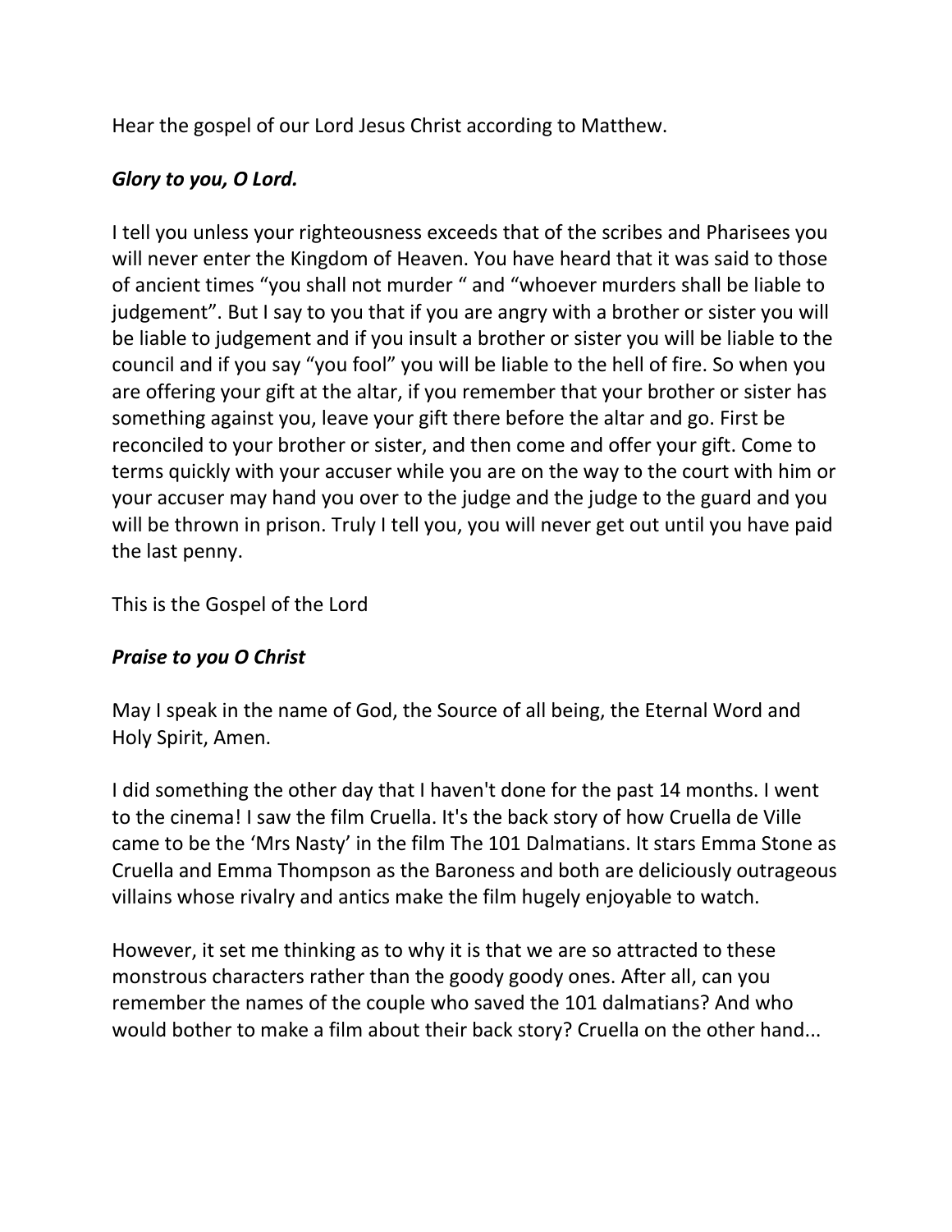Hear the gospel of our Lord Jesus Christ according to Matthew.

***Glory to you, O Lord.***

I tell you unless your righteousness exceeds that of the scribes and Pharisees you will never enter the Kingdom of Heaven. You have heard that it was said to those of ancient times "you shall not murder " and "whoever murders shall be liable to judgement". But I say to you that if you are angry with a brother or sister you will be liable to judgement and if you insult a brother or sister you will be liable to the council and if you say "you fool" you will be liable to the hell of fire. So when you are offering your gift at the altar, if you remember that your brother or sister has something against you, leave your gift there before the altar and go. First be reconciled to your brother or sister, and then come and offer your gift. Come to terms quickly with your accuser while you are on the way to the court with him or your accuser may hand you over to the judge and the judge to the guard and you will be thrown in prison. Truly I tell you, you will never get out until you have paid the last penny.

This is the Gospel of the Lord

***Praise to you O Christ***

May I speak in the name of God, the Source of all being, the Eternal Word and Holy Spirit, Amen.

I did something the other day that I haven't done for the past 14 months. I went to the cinema! I saw the film Cruella. It's the back story of how Cruella de Ville came to be the 'Mrs Nasty' in the film The 101 Dalmatians. It stars Emma Stone as Cruella and Emma Thompson as the Baroness and both are deliciously outrageous villains whose rivalry and antics make the film hugely enjoyable to watch.

However, it set me thinking as to why it is that we are so attracted to these monstrous characters rather than the goody goody ones. After all, can you remember the names of the couple who saved the 101 dalmatians? And who would bother to make a film about their back story? Cruella on the other hand...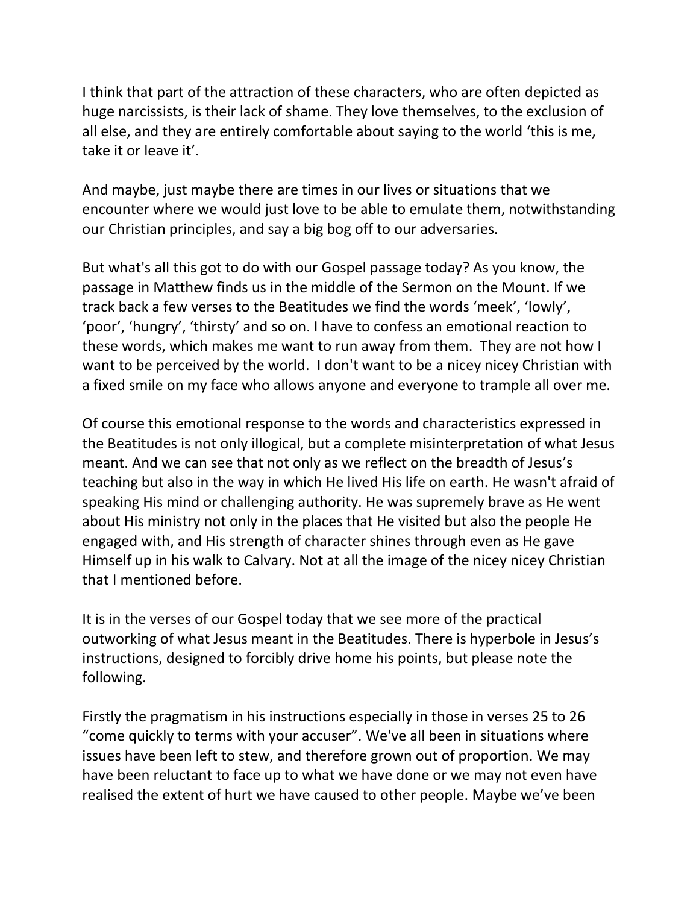I think that part of the attraction of these characters, who are often depicted as huge narcissists, is their lack of shame. They love themselves, to the exclusion of all else, and they are entirely comfortable about saying to the world 'this is me, take it or leave it'.

And maybe, just maybe there are times in our lives or situations that we encounter where we would just love to be able to emulate them, notwithstanding our Christian principles, and say a big bog off to our adversaries.

But what's all this got to do with our Gospel passage today? As you know, the passage in Matthew finds us in the middle of the Sermon on the Mount. If we track back a few verses to the Beatitudes we find the words 'meek', 'lowly', 'poor', 'hungry', 'thirsty' and so on. I have to confess an emotional reaction to these words, which makes me want to run away from them. They are not how I want to be perceived by the world. I don't want to be a nicey nicey Christian with a fixed smile on my face who allows anyone and everyone to trample all over me.

Of course this emotional response to the words and characteristics expressed in the Beatitudes is not only illogical, but a complete misinterpretation of what Jesus meant. And we can see that not only as we reflect on the breadth of Jesus's teaching but also in the way in which He lived His life on earth. He wasn't afraid of speaking His mind or challenging authority. He was supremely brave as He went about His ministry not only in the places that He visited but also the people He engaged with, and His strength of character shines through even as He gave Himself up in his walk to Calvary. Not at all the image of the nicey nicey Christian that I mentioned before.

It is in the verses of our Gospel today that we see more of the practical outworking of what Jesus meant in the Beatitudes. There is hyperbole in Jesus's instructions, designed to forcibly drive home his points, but please note the following.

Firstly the pragmatism in his instructions especially in those in verses 25 to 26 "come quickly to terms with your accuser". We've all been in situations where issues have been left to stew, and therefore grown out of proportion. We may have been reluctant to face up to what we have done or we may not even have realised the extent of hurt we have caused to other people. Maybe we've been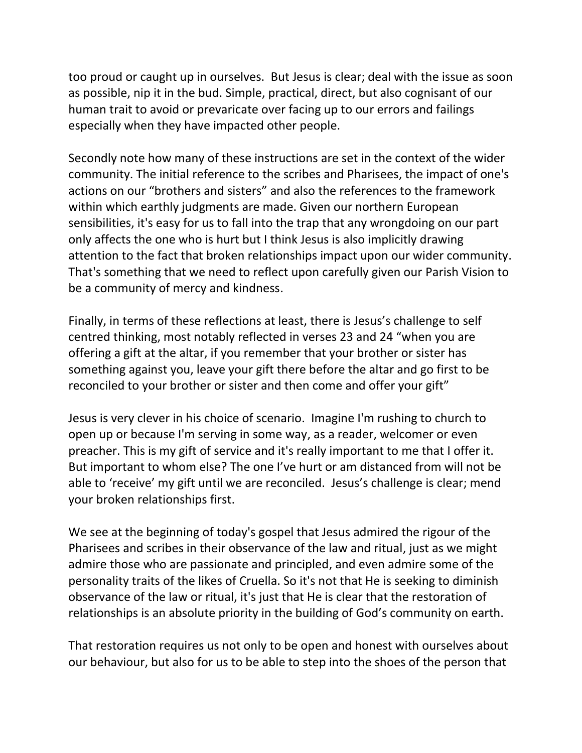too proud or caught up in ourselves. But Jesus is clear; deal with the issue as soon as possible, nip it in the bud. Simple, practical, direct, but also cognisant of our human trait to avoid or prevaricate over facing up to our errors and failings especially when they have impacted other people.

Secondly note how many of these instructions are set in the context of the wider community. The initial reference to the scribes and Pharisees, the impact of one's actions on our "brothers and sisters" and also the references to the framework within which earthly judgments are made. Given our northern European sensibilities, it's easy for us to fall into the trap that any wrongdoing on our part only affects the one who is hurt but I think Jesus is also implicitly drawing attention to the fact that broken relationships impact upon our wider community. That's something that we need to reflect upon carefully given our Parish Vision to be a community of mercy and kindness.

Finally, in terms of these reflections at least, there is Jesus's challenge to self centred thinking, most notably reflected in verses 23 and 24 "when you are offering a gift at the altar, if you remember that your brother or sister has something against you, leave your gift there before the altar and go first to be reconciled to your brother or sister and then come and offer your gift"

Jesus is very clever in his choice of scenario. Imagine I'm rushing to church to open up or because I'm serving in some way, as a reader, welcomer or even preacher. This is my gift of service and it's really important to me that I offer it. But important to whom else? The one I've hurt or am distanced from will not be able to 'receive' my gift until we are reconciled. Jesus's challenge is clear; mend your broken relationships first.

We see at the beginning of today's gospel that Jesus admired the rigour of the Pharisees and scribes in their observance of the law and ritual, just as we might admire those who are passionate and principled, and even admire some of the personality traits of the likes of Cruella. So it's not that He is seeking to diminish observance of the law or ritual, it's just that He is clear that the restoration of relationships is an absolute priority in the building of God's community on earth.

That restoration requires us not only to be open and honest with ourselves about our behaviour, but also for us to be able to step into the shoes of the person that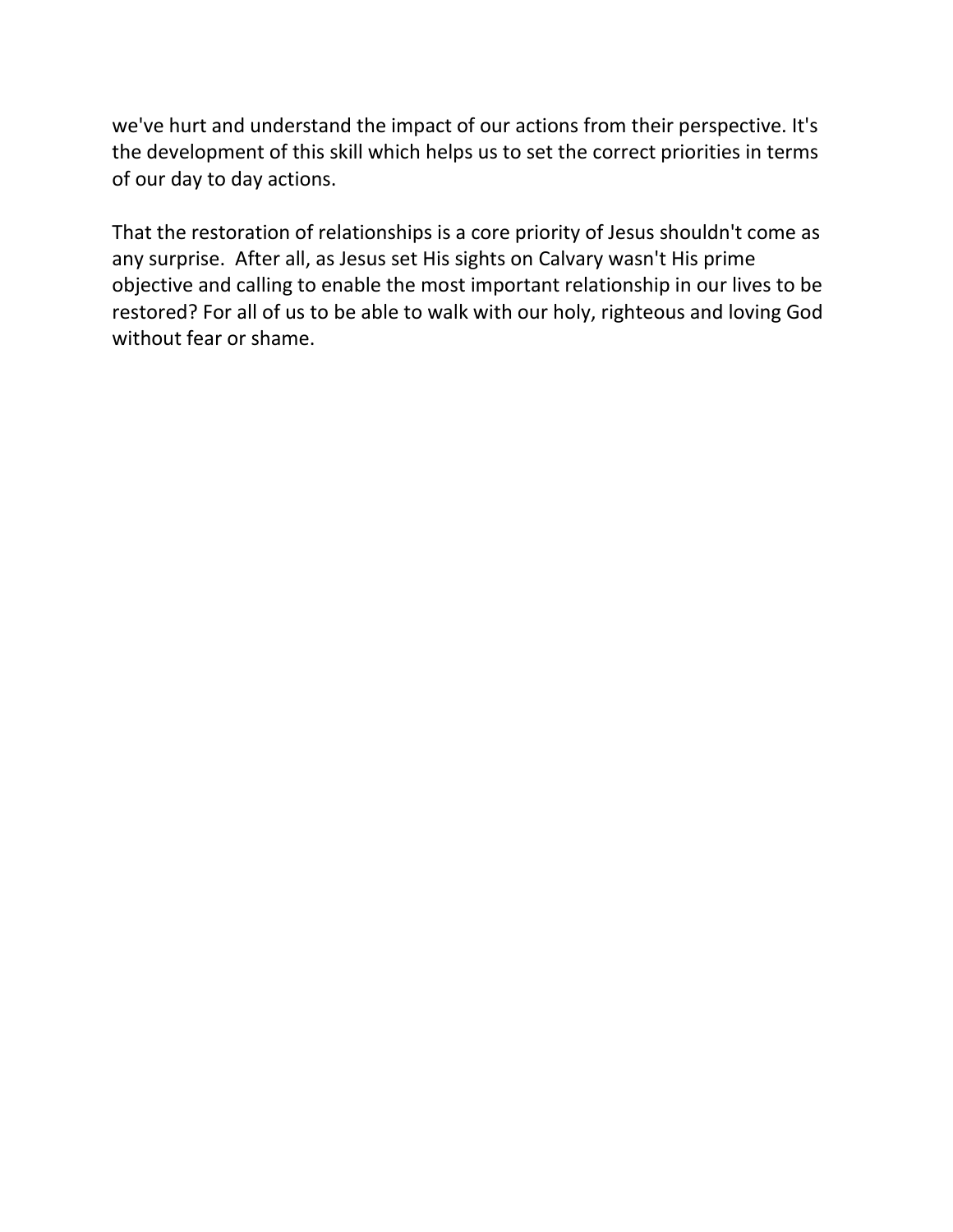we've hurt and understand the impact of our actions from their perspective. It's the development of this skill which helps us to set the correct priorities in terms of our day to day actions.

That the restoration of relationships is a core priority of Jesus shouldn't come as any surprise. After all, as Jesus set His sights on Calvary wasn't His prime objective and calling to enable the most important relationship in our lives to be restored? For all of us to be able to walk with our holy, righteous and loving God without fear or shame.